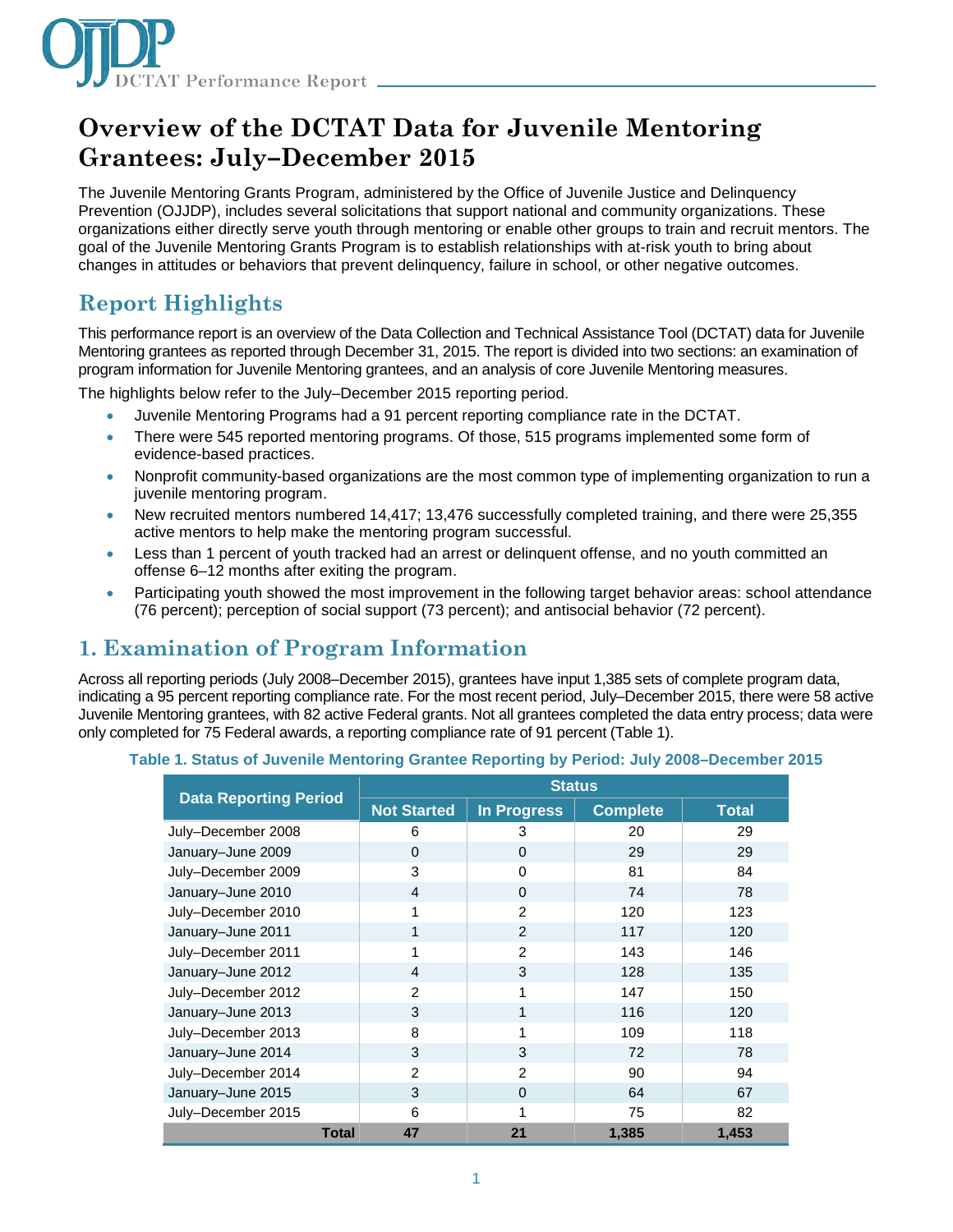# Overview of the DCTAT Data for Juvenile Mentoring Grantees: July–December 2015

The Juvenile Mentoring Grants Program, administered by the Office of Juvenile Justice and Delinquency Prevention (OJJDP), includes several solicitations that support national and community organizations. These organizations either directly serve youth through mentoring or enable other groups to train and recruit mentors. The goal of the Juvenile Mentoring Grants Program is to establish relationships with at-risk youth to bring about changes in attitudes or behaviors that prevent delinquency, failure in school, or other negative outcomes.

## Report Highlights

This performance report is an overview of the Data Collection and Technical Assistance Tool (DCTAT) data for Juvenile Mentoring grantees as reported through December 31, 2015. The report is divided into two sections: an examination of program information for Juvenile Mentoring grantees, and an analysis of core Juvenile Mentoring measures.

The highlights below refer to the July–December 2015 reporting period.

- Juvenile Mentoring Programs had a 91 percent reporting compliance rate in the DCTAT.
- There were 545 reported mentoring programs. Of those, 515 programs implemented some form of evidence-based practices.
- Nonprofit community-based organizations are the most common type of implementing organization to run a juvenile mentoring program.
- New recruited mentors numbered 14,417; 13,476 successfully completed training, and there were 25,355 active mentors to help make the mentoring program successful.
- Less than 1 percent of youth tracked had an arrest or delinquent offense, and no youth committed an offense 6–12 months after exiting the program.
- Participating youth showed the most improvement in the following target behavior areas: school attendance (76 percent); perception of social support (73 percent); and antisocial behavior (72 percent).

## 1. Examination of Program Information

Across all reporting periods (July 2008–December 2015), grantees have input 1,385 sets of complete program data, indicating a 95 percent reporting compliance rate. For the most recent period, July–December 2015, there were 58 active Juvenile Mentoring grantees, with 82 active Federal grants. Not all grantees completed the data entry process; data were only completed for 75 Federal awards, a reporting compliance rate of 91 percent (Table 1).

**Table 1. Status of Juvenile Mentoring Grantee Reporting by Period: July 2008–December 2015**

| Data Reporting Period | Status | | | |
|---|---|---|---|---|
| | Not Started | In Progress | Complete | Total |
| July–December 2008 | 6 | 3 | 20 | 29 |
| January–June 2009 | 0 | 0 | 29 | 29 |
| July–December 2009 | 3 | 0 | 81 | 84 |
| January–June 2010 | 4 | 0 | 74 | 78 |
| July–December 2010 | 1 | 2 | 120 | 123 |
| January–June 2011 | 1 | 2 | 117 | 120 |
| July–December 2011 | 1 | 2 | 143 | 146 |
| January–June 2012 | 4 | 3 | 128 | 135 |
| July–December 2012 | 2 | 1 | 147 | 150 |
| January–June 2013 | 3 | 1 | 116 | 120 |
| July–December 2013 | 8 | 1 | 109 | 118 |
| January–June 2014 | 3 | 3 | 72 | 78 |
| July–December 2014 | 2 | 2 | 90 | 94 |
| January–June 2015 | 3 | 0 | 64 | 67 |
| July–December 2015 | 6 | 1 | 75 | 82 |
| **Total** | **47** | **21** | **1,385** | **1,453** |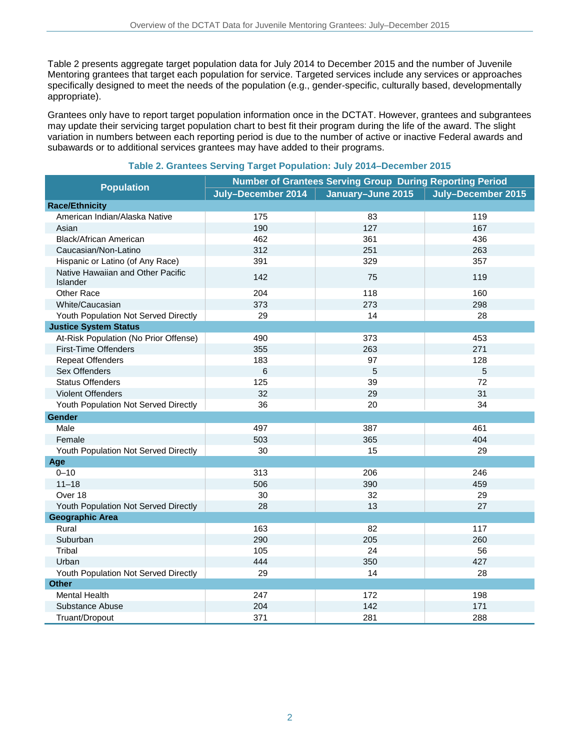Table 2 presents aggregate target population data for July 2014 to December 2015 and the number of Juvenile Mentoring grantees that target each population for service. Targeted services include any services or approaches specifically designed to meet the needs of the population (e.g., gender-specific, culturally based, developmentally appropriate).

Grantees only have to report target population information once in the DCTAT. However, grantees and subgrantees may update their servicing target population chart to best fit their program during the life of the award. The slight variation in numbers between each reporting period is due to the number of active or inactive Federal awards and subawards or to additional services grantees may have added to their programs.

**Table 2. Grantees Serving Target Population: July 2014–December 2015**

| Population | Number of Grantees Serving Group During Reporting Period | | |
|---|---|---|---|
| | July–December 2014 | January–June 2015 | July–December 2015 |
| **Race/Ethnicity** | | | |
| American Indian/Alaska Native | 175 | 83 | 119 |
| Asian | 190 | 127 | 167 |
| Black/African American | 462 | 361 | 436 |
| Caucasian/Non-Latino | 312 | 251 | 263 |
| Hispanic or Latino (of Any Race) | 391 | 329 | 357 |
| Native Hawaiian and Other Pacific Islander | 142 | 75 | 119 |
| Other Race | 204 | 118 | 160 |
| White/Caucasian | 373 | 273 | 298 |
| Youth Population Not Served Directly | 29 | 14 | 28 |
| **Justice System Status** | | | |
| At-Risk Population (No Prior Offense) | 490 | 373 | 453 |
| First-Time Offenders | 355 | 263 | 271 |
| Repeat Offenders | 183 | 97 | 128 |
| Sex Offenders | 6 | 5 | 5 |
| Status Offenders | 125 | 39 | 72 |
| Violent Offenders | 32 | 29 | 31 |
| Youth Population Not Served Directly | 36 | 20 | 34 |
| **Gender** | | | |
| Male | 497 | 387 | 461 |
| Female | 503 | 365 | 404 |
| Youth Population Not Served Directly | 30 | 15 | 29 |
| **Age** | | | |
| 0–10 | 313 | 206 | 246 |
| 11–18 | 506 | 390 | 459 |
| Over 18 | 30 | 32 | 29 |
| Youth Population Not Served Directly | 28 | 13 | 27 |
| **Geographic Area** | | | |
| Rural | 163 | 82 | 117 |
| Suburban | 290 | 205 | 260 |
| Tribal | 105 | 24 | 56 |
| Urban | 444 | 350 | 427 |
| Youth Population Not Served Directly | 29 | 14 | 28 |
| **Other** | | | |
| Mental Health | 247 | 172 | 198 |
| Substance Abuse | 204 | 142 | 171 |
| Truant/Dropout | 371 | 281 | 288 |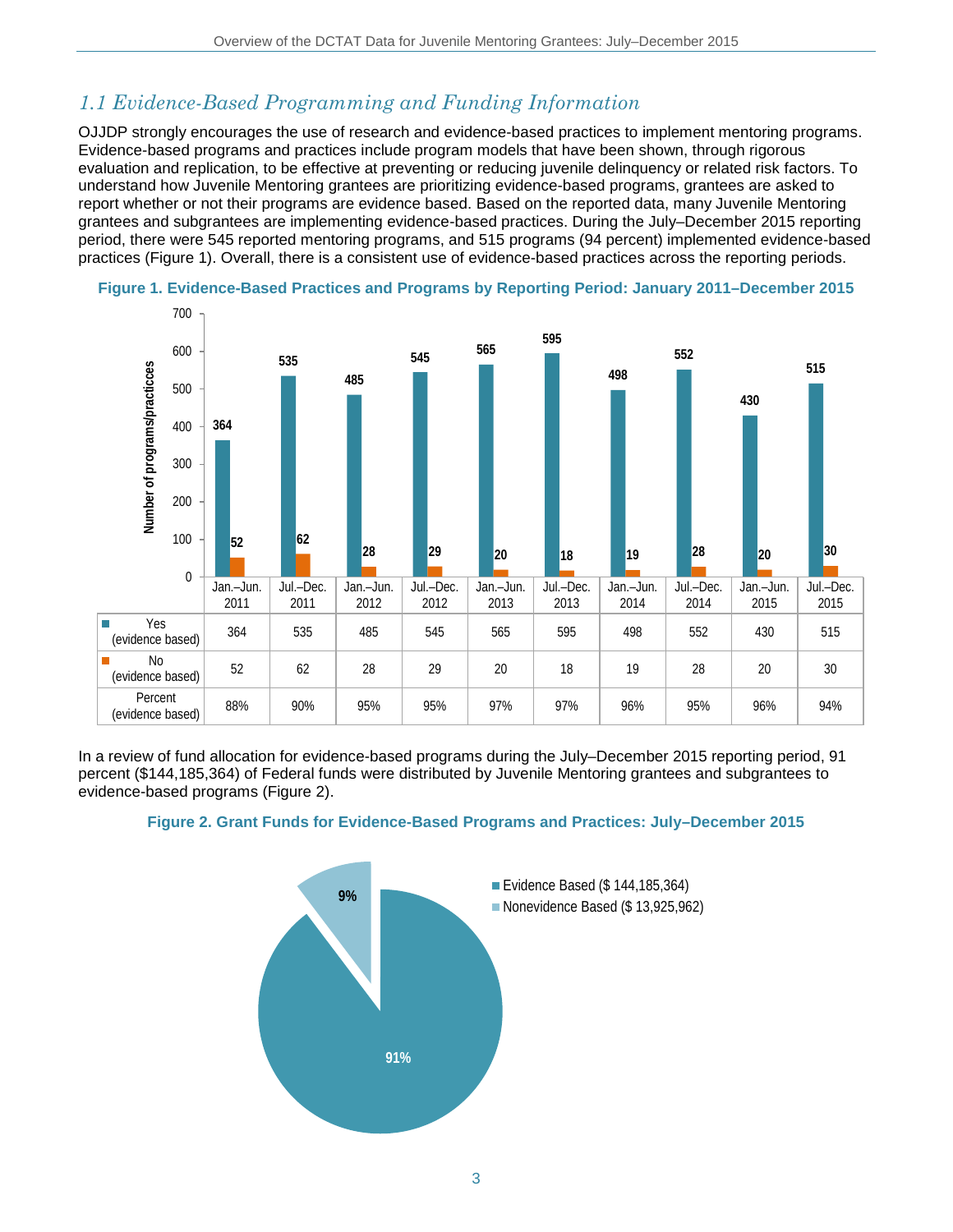## *1.1 Evidence-Based Programming and Funding Information*

OJJDP strongly encourages the use of research and evidence-based practices to implement mentoring programs. Evidence-based programs and practices include program models that have been shown, through rigorous evaluation and replication, to be effective at preventing or reducing juvenile delinquency or related risk factors. To understand how Juvenile Mentoring grantees are prioritizing evidence-based programs, grantees are asked to report whether or not their programs are evidence based. Based on the reported data, many Juvenile Mentoring grantees and subgrantees are implementing evidence-based practices. During the July–December 2015 reporting period, there were 545 reported mentoring programs, and 515 programs (94 percent) implemented evidence-based practices (Figure 1). Overall, there is a consistent use of evidence-based practices across the reporting periods.

**Figure 1. Evidence-Based Practices and Programs by Reporting Period: January 2011–December 2015**

| | Jan.–Jun. 2011 | Jul.–Dec. 2011 | Jan.–Jun. 2012 | Jul.–Dec. 2012 | Jan.–Jun. 2013 | Jul.–Dec. 2013 | Jan.–Jun. 2014 | Jul.–Dec. 2014 | Jan.–Jun. 2015 | Jul.–Dec. 2015 |
|---|---|---|---|---|---|---|---|---|---|---|
| Yes (evidence based) | 364 | 535 | 485 | 545 | 565 | 595 | 498 | 552 | 430 | 515 |
| No (evidence based) | 52 | 62 | 28 | 29 | 20 | 18 | 19 | 28 | 20 | 30 |
| Percent (evidence based) | 88% | 90% | 95% | 95% | 97% | 97% | 96% | 95% | 96% | 94% |

In a review of fund allocation for evidence-based programs during the July–December 2015 reporting period, 91 percent ($144,185,364) of Federal funds were distributed by Juvenile Mentoring grantees and subgrantees to evidence-based programs (Figure 2).

**Figure 2. Grant Funds for Evidence-Based Programs and Practices: July–December 2015**

| Category | Amount | Percent |
|---|---|---|
| Evidence Based | $ 144,185,364 | 91% |
| Nonevidence Based | $ 13,925,962 | 9% |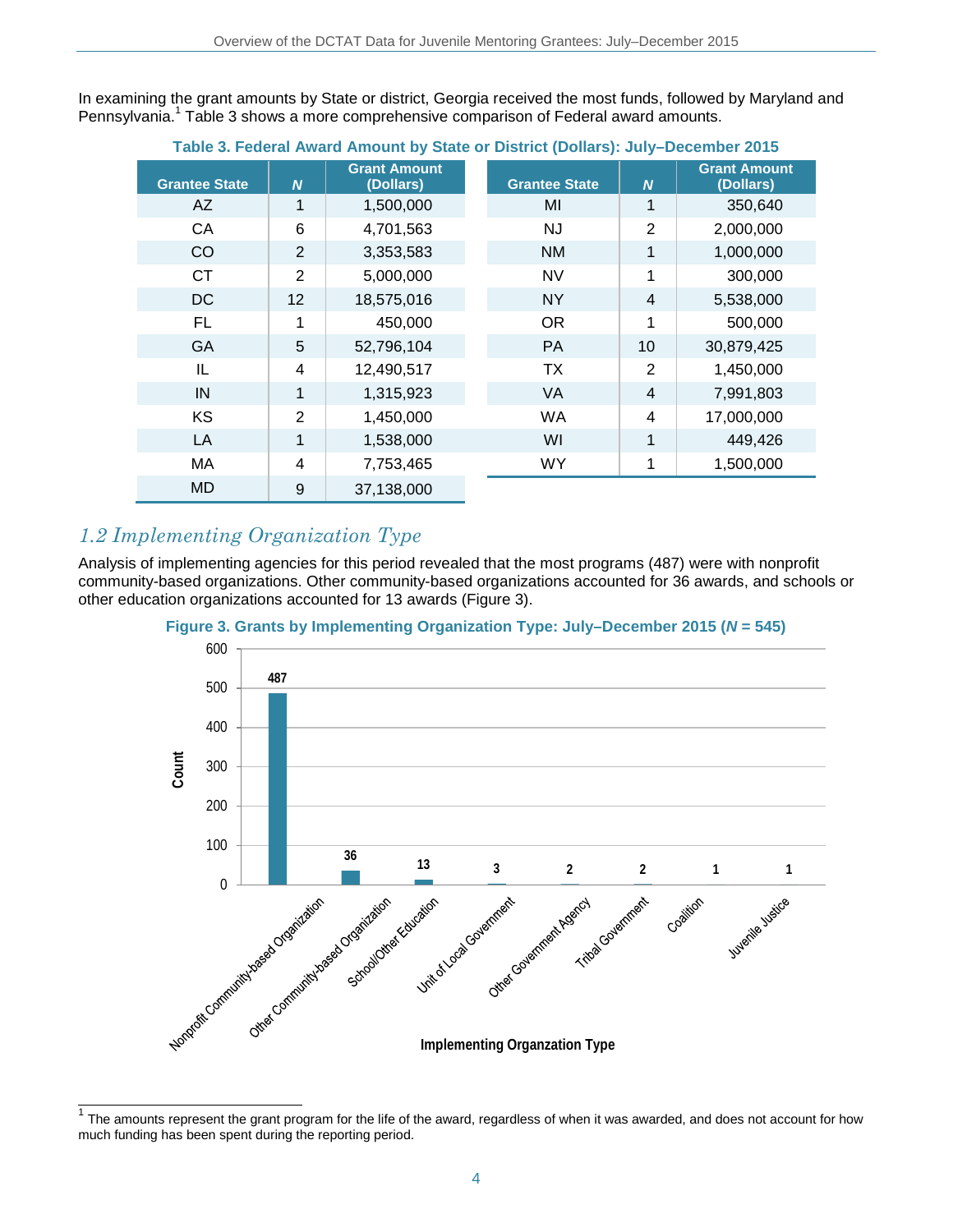In examining the grant amounts by State or district, Georgia received the most funds, followed by Maryland and Pennsylvania.[1] Table 3 shows a more comprehensive comparison of Federal award amounts.

**Table 3. Federal Award Amount by State or District (Dollars): July–December 2015**

| Grantee State | *N* | Grant Amount (Dollars) | Grantee State | *N* | Grant Amount (Dollars) |
|---|---|---|---|---|---|
| AZ | 1 | 1,500,000 | MI | 1 | 350,640 |
| CA | 6 | 4,701,563 | NJ | 2 | 2,000,000 |
| CO | 2 | 3,353,583 | NM | 1 | 1,000,000 |
| CT | 2 | 5,000,000 | NV | 1 | 300,000 |
| DC | 12 | 18,575,016 | NY | 4 | 5,538,000 |
| FL | 1 | 450,000 | OR | 1 | 500,000 |
| GA | 5 | 52,796,104 | PA | 10 | 30,879,425 |
| IL | 4 | 12,490,517 | TX | 2 | 1,450,000 |
| IN | 1 | 1,315,923 | VA | 4 | 7,991,803 |
| KS | 2 | 1,450,000 | WA | 4 | 17,000,000 |
| LA | 1 | 1,538,000 | WI | 1 | 449,426 |
| MA | 4 | 7,753,465 | WY | 1 | 1,500,000 |
| MD | 9 | 37,138,000 | | | |

## *1.2 Implementing Organization Type*

Analysis of implementing agencies for this period revealed that the most programs (487) were with nonprofit community-based organizations. Other community-based organizations accounted for 36 awards, and schools or other education organizations accounted for 13 awards (Figure 3).

**Figure 3. Grants by Implementing Organization Type: July–December 2015 (*N* = 545)**

| Implementing Organzation Type | Count |
|---|---|
| Nonprofit Community-based Organization | 487 |
| Other Community-based Organization | 36 |
| School/Other Education | 13 |
| Unit of Local Government | 3 |
| Other Government Agency | 2 |
| Tribal Government | 2 |
| Coalition | 1 |
| Juvenile Justice | 1 |

---

[1] The amounts represent the grant program for the life of the award, regardless of when it was awarded, and does not account for how much funding has been spent during the reporting period.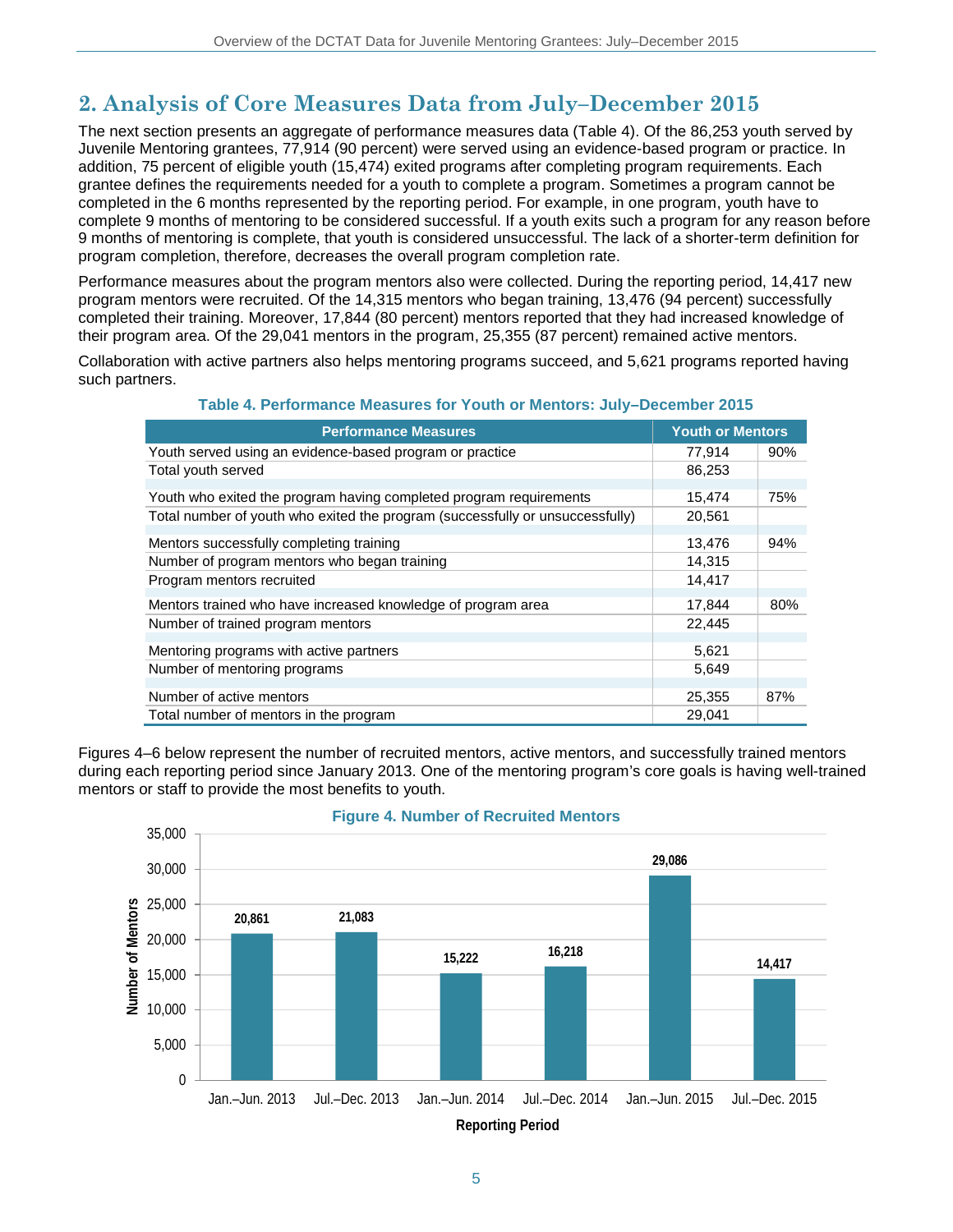## 2. Analysis of Core Measures Data from July–December 2015

The next section presents an aggregate of performance measures data (Table 4). Of the 86,253 youth served by Juvenile Mentoring grantees, 77,914 (90 percent) were served using an evidence-based program or practice. In addition, 75 percent of eligible youth (15,474) exited programs after completing program requirements. Each grantee defines the requirements needed for a youth to complete a program. Sometimes a program cannot be completed in the 6 months represented by the reporting period. For example, in one program, youth have to complete 9 months of mentoring to be considered successful. If a youth exits such a program for any reason before 9 months of mentoring is complete, that youth is considered unsuccessful. The lack of a shorter-term definition for program completion, therefore, decreases the overall program completion rate.

Performance measures about the program mentors also were collected. During the reporting period, 14,417 new program mentors were recruited. Of the 14,315 mentors who began training, 13,476 (94 percent) successfully completed their training. Moreover, 17,844 (80 percent) mentors reported that they had increased knowledge of their program area. Of the 29,041 mentors in the program, 25,355 (87 percent) remained active mentors.

Collaboration with active partners also helps mentoring programs succeed, and 5,621 programs reported having such partners.

**Table 4. Performance Measures for Youth or Mentors: July–December 2015**

| Performance Measures | Youth or Mentors | |
|---|---|---|
| Youth served using an evidence-based program or practice | 77,914 | 90% |
| Total youth served | 86,253 | |
| Youth who exited the program having completed program requirements | 15,474 | 75% |
| Total number of youth who exited the program (successfully or unsuccessfully) | 20,561 | |
| Mentors successfully completing training | 13,476 | 94% |
| Number of program mentors who began training | 14,315 | |
| Program mentors recruited | 14,417 | |
| Mentors trained who have increased knowledge of program area | 17,844 | 80% |
| Number of trained program mentors | 22,445 | |
| Mentoring programs with active partners | 5,621 | |
| Number of mentoring programs | 5,649 | |
| Number of active mentors | 25,355 | 87% |
| Total number of mentors in the program | 29,041 | |

Figures 4–6 below represent the number of recruited mentors, active mentors, and successfully trained mentors during each reporting period since January 2013. One of the mentoring program's core goals is having well-trained mentors or staff to provide the most benefits to youth.

**Figure 4. Number of Recruited Mentors**

| Reporting Period | Number of Mentors |
|---|---|
| Jan.–Jun. 2013 | 20,861 |
| Jul.–Dec. 2013 | 21,083 |
| Jan.–Jun. 2014 | 15,222 |
| Jul.–Dec. 2014 | 16,218 |
| Jan.–Jun. 2015 | 29,086 |
| Jul.–Dec. 2015 | 14,417 |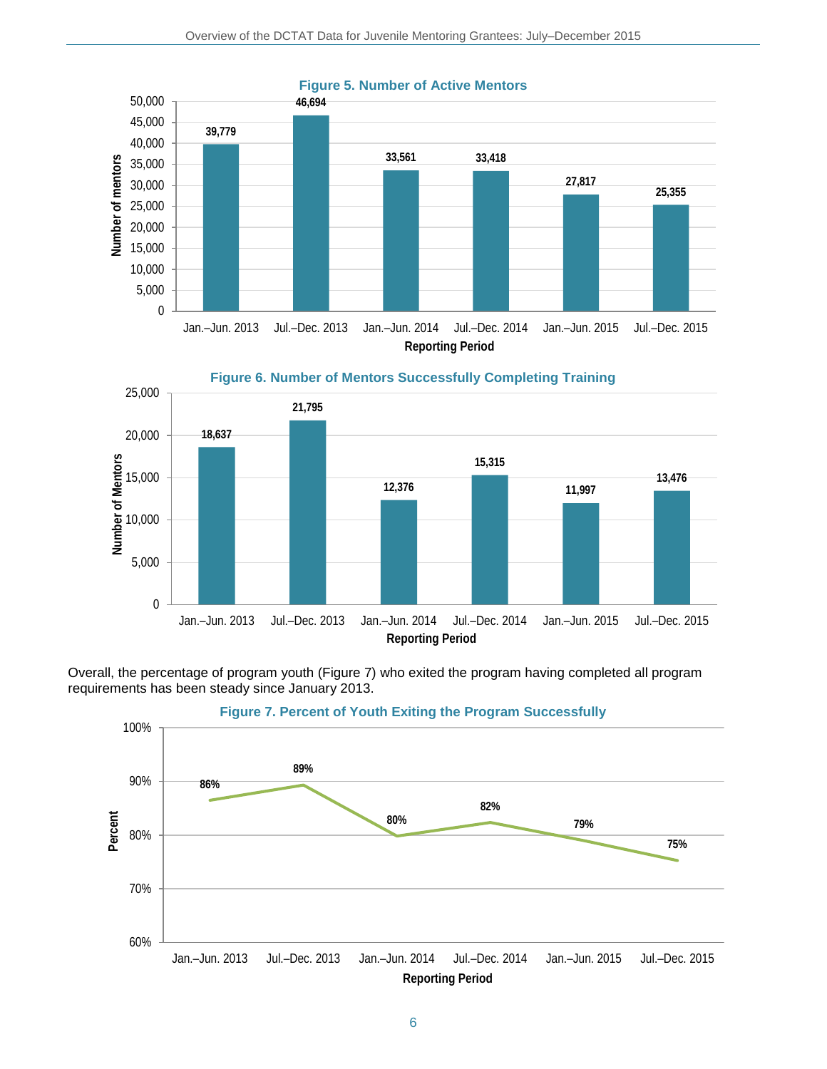**Figure 5. Number of Active Mentors**

| Reporting Period | Number of mentors |
|---|---|
| Jan.–Jun. 2013 | 39,779 |
| Jul.–Dec. 2013 | 46,694 |
| Jan.–Jun. 2014 | 33,561 |
| Jul.–Dec. 2014 | 33,418 |
| Jan.–Jun. 2015 | 27,817 |
| Jul.–Dec. 2015 | 25,355 |

**Figure 6. Number of Mentors Successfully Completing Training**

| Reporting Period | Number of Mentors |
|---|---|
| Jan.–Jun. 2013 | 18,637 |
| Jul.–Dec. 2013 | 21,795 |
| Jan.–Jun. 2014 | 12,376 |
| Jul.–Dec. 2014 | 15,315 |
| Jan.–Jun. 2015 | 11,997 |
| Jul.–Dec. 2015 | 13,476 |

Overall, the percentage of program youth (Figure 7) who exited the program having completed all program requirements has been steady since January 2013.

**Figure 7. Percent of Youth Exiting the Program Successfully**

| Reporting Period | Percent |
|---|---|
| Jan.–Jun. 2013 | 86% |
| Jul.–Dec. 2013 | 89% |
| Jan.–Jun. 2014 | 80% |
| Jul.–Dec. 2014 | 82% |
| Jan.–Jun. 2015 | 79% |
| Jul.–Dec. 2015 | 75% |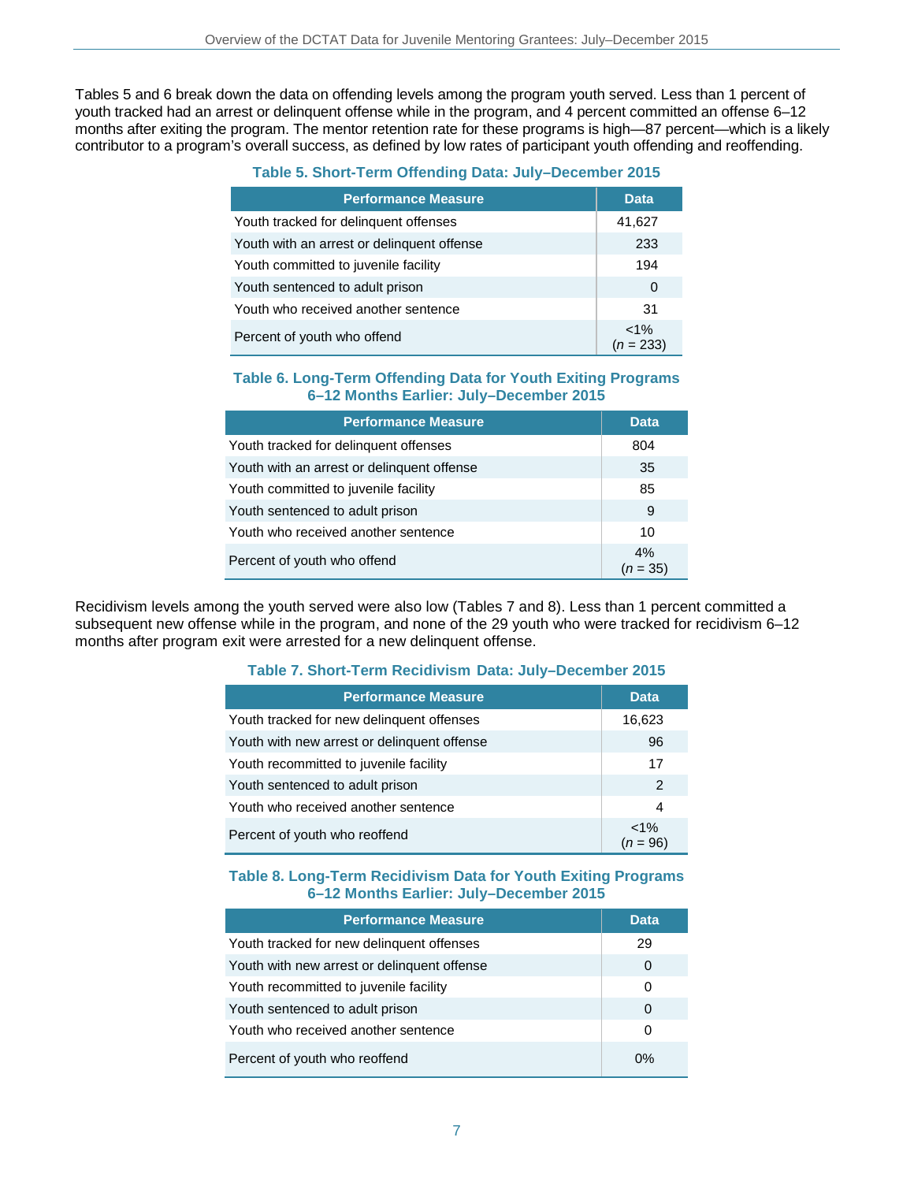Tables 5 and 6 break down the data on offending levels among the program youth served. Less than 1 percent of youth tracked had an arrest or delinquent offense while in the program, and 4 percent committed an offense 6–12 months after exiting the program. The mentor retention rate for these programs is high—87 percent—which is a likely contributor to a program's overall success, as defined by low rates of participant youth offending and reoffending.

**Table 5. Short-Term Offending Data: July–December 2015**

| Performance Measure | Data |
|---|---|
| Youth tracked for delinquent offenses | 41,627 |
| Youth with an arrest or delinquent offense | 233 |
| Youth committed to juvenile facility | 194 |
| Youth sentenced to adult prison | 0 |
| Youth who received another sentence | 31 |
| Percent of youth who offend | <1% (*n* = 233) |

**Table 6. Long-Term Offending Data for Youth Exiting Programs 6–12 Months Earlier: July–December 2015**

| Performance Measure | Data |
|---|---|
| Youth tracked for delinquent offenses | 804 |
| Youth with an arrest or delinquent offense | 35 |
| Youth committed to juvenile facility | 85 |
| Youth sentenced to adult prison | 9 |
| Youth who received another sentence | 10 |
| Percent of youth who offend | 4% (*n* = 35) |

Recidivism levels among the youth served were also low (Tables 7 and 8). Less than 1 percent committed a subsequent new offense while in the program, and none of the 29 youth who were tracked for recidivism 6–12 months after program exit were arrested for a new delinquent offense.

**Table 7. Short-Term Recidivism Data: July–December 2015**

| Performance Measure | Data |
|---|---|
| Youth tracked for new delinquent offenses | 16,623 |
| Youth with new arrest or delinquent offense | 96 |
| Youth recommitted to juvenile facility | 17 |
| Youth sentenced to adult prison | 2 |
| Youth who received another sentence | 4 |
| Percent of youth who reoffend | <1% (*n* = 96) |

**Table 8. Long-Term Recidivism Data for Youth Exiting Programs 6–12 Months Earlier: July–December 2015**

| Performance Measure | Data |
|---|---|
| Youth tracked for new delinquent offenses | 29 |
| Youth with new arrest or delinquent offense | 0 |
| Youth recommitted to juvenile facility | 0 |
| Youth sentenced to adult prison | 0 |
| Youth who received another sentence | 0 |
| Percent of youth who reoffend | 0% |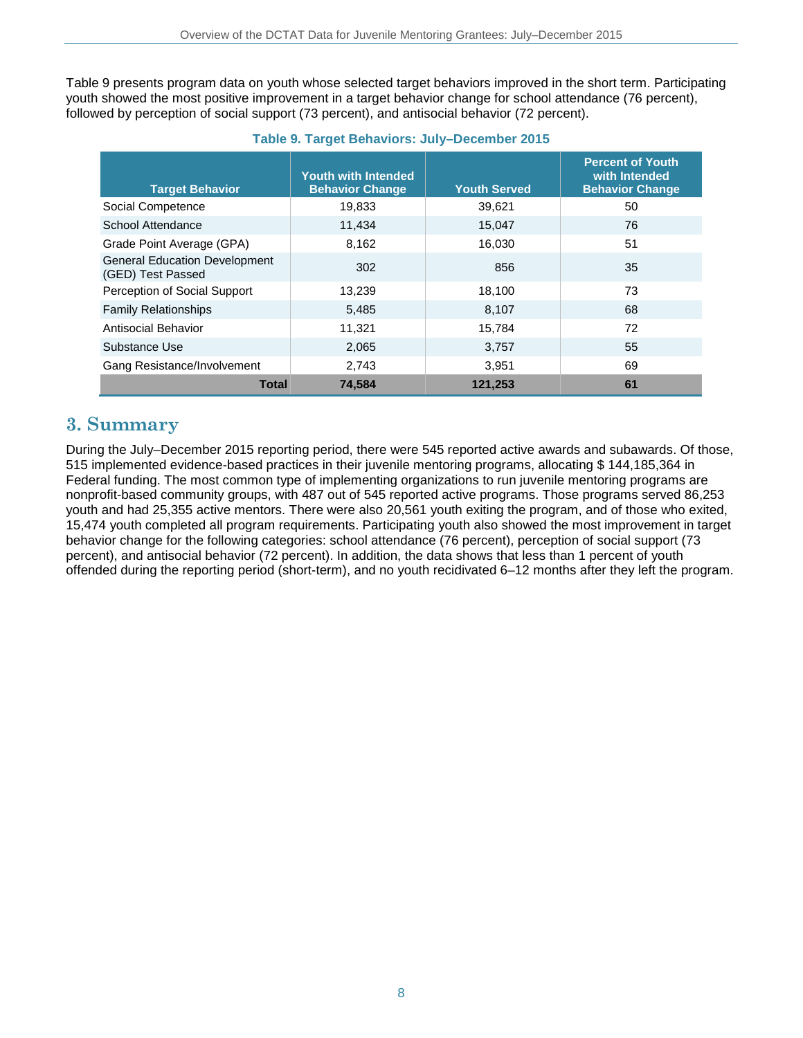Table 9 presents program data on youth whose selected target behaviors improved in the short term. Participating youth showed the most positive improvement in a target behavior change for school attendance (76 percent), followed by perception of social support (73 percent), and antisocial behavior (72 percent).

**Table 9. Target Behaviors: July–December 2015**

| Target Behavior | Youth with Intended Behavior Change | Youth Served | Percent of Youth with Intended Behavior Change |
|---|---|---|---|
| Social Competence | 19,833 | 39,621 | 50 |
| School Attendance | 11,434 | 15,047 | 76 |
| Grade Point Average (GPA) | 8,162 | 16,030 | 51 |
| General Education Development (GED) Test Passed | 302 | 856 | 35 |
| Perception of Social Support | 13,239 | 18,100 | 73 |
| Family Relationships | 5,485 | 8,107 | 68 |
| Antisocial Behavior | 11,321 | 15,784 | 72 |
| Substance Use | 2,065 | 3,757 | 55 |
| Gang Resistance/Involvement | 2,743 | 3,951 | 69 |
| **Total** | **74,584** | **121,253** | **61** |

## 3. Summary

During the July–December 2015 reporting period, there were 545 reported active awards and subawards. Of those, 515 implemented evidence-based practices in their juvenile mentoring programs, allocating $ 144,185,364 in Federal funding. The most common type of implementing organizations to run juvenile mentoring programs are nonprofit-based community groups, with 487 out of 545 reported active programs. Those programs served 86,253 youth and had 25,355 active mentors. There were also 20,561 youth exiting the program, and of those who exited, 15,474 youth completed all program requirements. Participating youth also showed the most improvement in target behavior change for the following categories: school attendance (76 percent), perception of social support (73 percent), and antisocial behavior (72 percent). In addition, the data shows that less than 1 percent of youth offended during the reporting period (short-term), and no youth recidivated 6–12 months after they left the program.